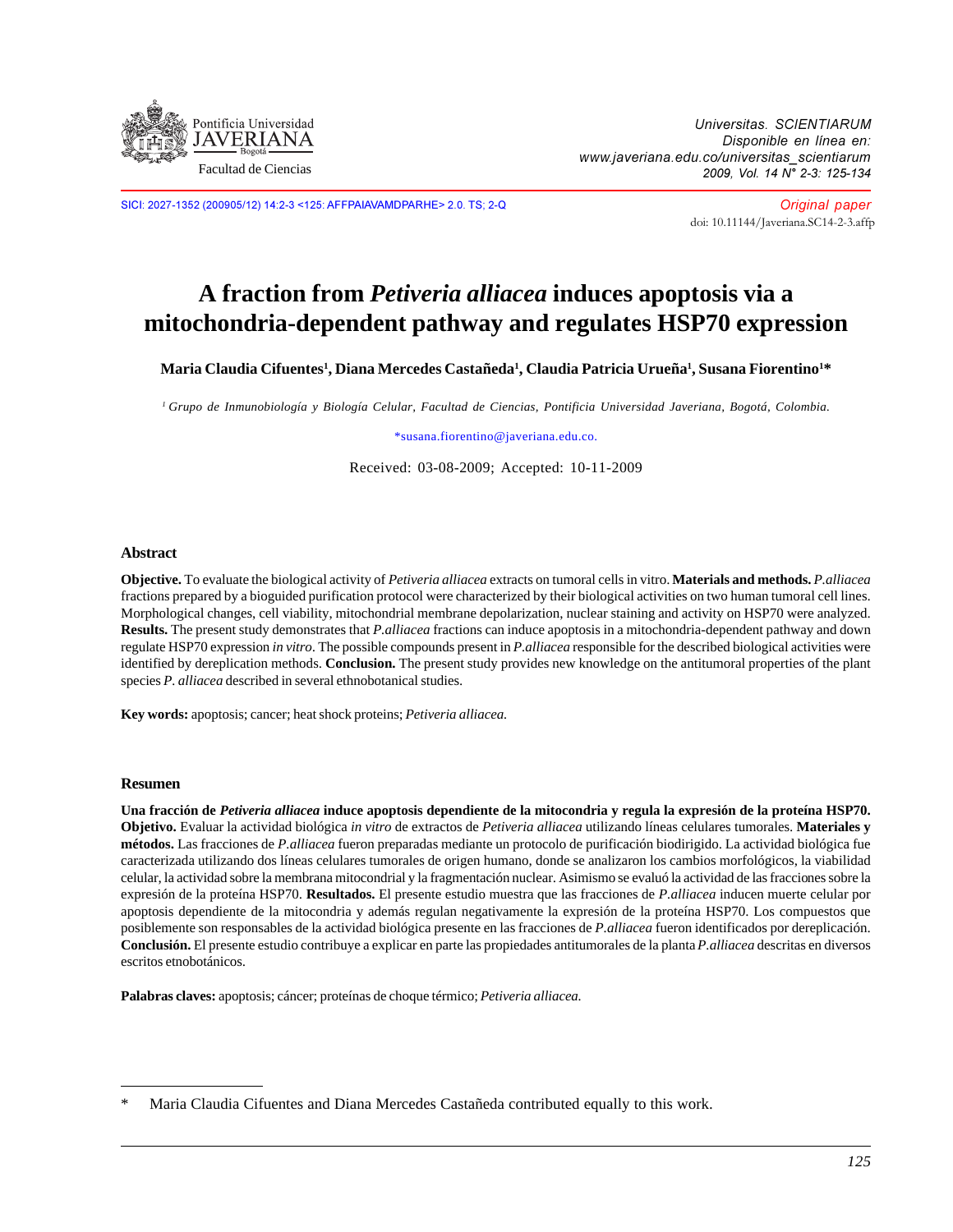Original paper

doi: 10.11144/Javeriana.SC14-2-3.affp

SICI: 2027-1352 (200905/12) 14:2-3 <125: AFFPAIAVAMDPARHE> 2.0. TS; 2-Q

# A fraction from *Petiveria alliacea* induces apoptosis via a mitochondria-dependent pathway and regulates HSP70 expression

**Maria Claudia Cifuentes[1], Diana Mercedes Castañeda[1], Claudia Patricia Urueña[1], Susana Fiorentino[1]\***

[1] *Grupo de Inmunobiología y Biología Celular, Facultad de Ciencias, Pontificia Universidad Javeriana, Bogotá, Colombia.*

\*susana.fiorentino@javeriana.edu.co.

Received: 03-08-2009; Accepted: 10-11-2009

## Abstract

**Objective.** To evaluate the biological activity of *Petiveria alliacea* extracts on tumoral cells in vitro. **Materials and methods.** *P.alliacea* fractions prepared by a bioguided purification protocol were characterized by their biological activities on two human tumoral cell lines. Morphological changes, cell viability, mitochondrial membrane depolarization, nuclear staining and activity on HSP70 were analyzed. **Results.** The present study demonstrates that *P.alliacea* fractions can induce apoptosis in a mitochondria-dependent pathway and down regulate HSP70 expression *in vitro*. The possible compounds present in *P.alliacea* responsible for the described biological activities were identified by dereplication methods. **Conclusion.** The present study provides new knowledge on the antitumoral properties of the plant species *P. alliacea* described in several ethnobotanical studies.

**Key words:** apoptosis; cancer; heat shock proteins; *Petiveria alliacea.*

## Resumen

**Una fracción de *Petiveria alliacea* induce apoptosis dependiente de la mitocondria y regula la expresión de la proteína HSP70. Objetivo.** Evaluar la actividad biológica *in vitro* de extractos de *Petiveria alliacea* utilizando líneas celulares tumorales. **Materiales y métodos.** Las fracciones de *P.alliacea* fueron preparadas mediante un protocolo de purificación biodirigido. La actividad biológica fue caracterizada utilizando dos líneas celulares tumorales de origen humano, donde se analizaron los cambios morfológicos, la viabilidad celular, la actividad sobre la membrana mitocondrial y la fragmentación nuclear. Asimismo se evaluó la actividad de las fracciones sobre la expresión de la proteína HSP70. **Resultados.** El presente estudio muestra que las fracciones de *P.alliacea* inducen muerte celular por apoptosis dependiente de la mitocondria y además regulan negativamente la expresión de la proteína HSP70. Los compuestos que posiblemente son responsables de la actividad biológica presente en las fracciones de *P.alliacea* fueron identificados por dereplicación. **Conclusión.** El presente estudio contribuye a explicar en parte las propiedades antitumorales de la planta *P.alliacea* descritas en diversos escritos etnobotánicos.

**Palabras claves:** apoptosis; cáncer; proteínas de choque térmico; *Petiveria alliacea.*

---

\* Maria Claudia Cifuentes and Diana Mercedes Castañeda contributed equally to this work.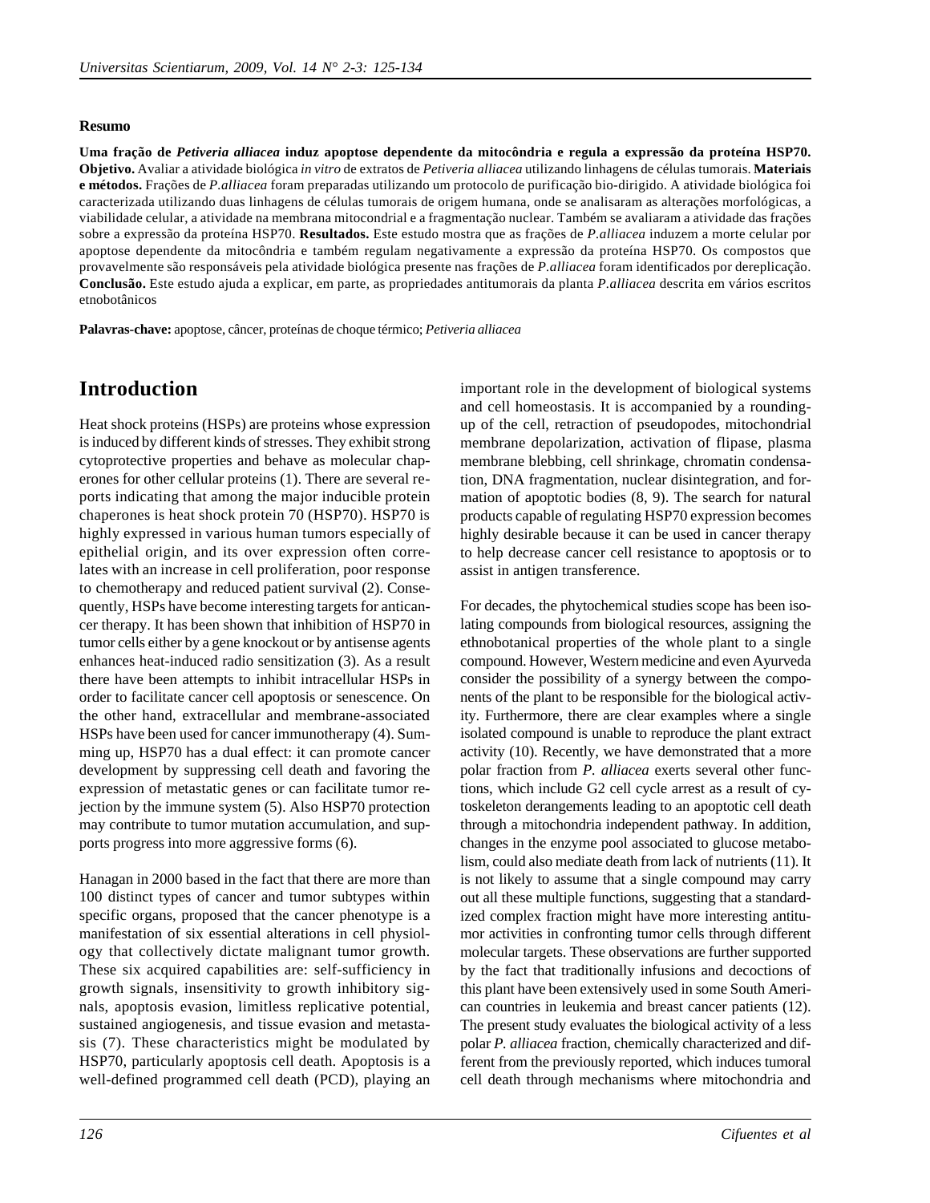**Resumo**

**Uma fração de *Petiveria alliacea* induz apoptose dependente da mitocôndria e regula a expressão da proteína HSP70. Objetivo.** Avaliar a atividade biológica *in vitro* de extratos de *Petiveria alliacea* utilizando linhagens de células tumorais. **Materiais e métodos.** Frações de *P.alliacea* foram preparadas utilizando um protocolo de purificação bio-dirigido. A atividade biológica foi caracterizada utilizando duas linhagens de células tumorais de origem humana, onde se analisaram as alterações morfológicas, a viabilidade celular, a atividade na membrana mitocondrial e a fragmentação nuclear. Também se avaliaram a atividade das frações sobre a expressão da proteína HSP70. **Resultados.** Este estudo mostra que as frações de *P.alliacea* induzem a morte celular por apoptose dependente da mitocôndria e também regulam negativamente a expressão da proteína HSP70. Os compostos que provavelmente são responsáveis pela atividade biológica presente nas frações de *P.alliacea* foram identificados por dereplicação. **Conclusão.** Este estudo ajuda a explicar, em parte, as propriedades antitumorais da planta *P.alliacea* descrita em vários escritos etnobotânicos

**Palavras-chave:** apoptose, câncer, proteínas de choque térmico; *Petiveria alliacea*

# Introduction

Heat shock proteins (HSPs) are proteins whose expression is induced by different kinds of stresses. They exhibit strong cytoprotective properties and behave as molecular chaperones for other cellular proteins (1). There are several reports indicating that among the major inducible protein chaperones is heat shock protein 70 (HSP70). HSP70 is highly expressed in various human tumors especially of epithelial origin, and its over expression often correlates with an increase in cell proliferation, poor response to chemotherapy and reduced patient survival (2). Consequently, HSPs have become interesting targets for anticancer therapy. It has been shown that inhibition of HSP70 in tumor cells either by a gene knockout or by antisense agents enhances heat-induced radio sensitization (3). As a result there have been attempts to inhibit intracellular HSPs in order to facilitate cancer cell apoptosis or senescence. On the other hand, extracellular and membrane-associated HSPs have been used for cancer immunotherapy (4). Summing up, HSP70 has a dual effect: it can promote cancer development by suppressing cell death and favoring the expression of metastatic genes or can facilitate tumor rejection by the immune system (5). Also HSP70 protection may contribute to tumor mutation accumulation, and supports progress into more aggressive forms (6).

Hanagan in 2000 based in the fact that there are more than 100 distinct types of cancer and tumor subtypes within specific organs, proposed that the cancer phenotype is a manifestation of six essential alterations in cell physiology that collectively dictate malignant tumor growth. These six acquired capabilities are: self-sufficiency in growth signals, insensitivity to growth inhibitory signals, apoptosis evasion, limitless replicative potential, sustained angiogenesis, and tissue evasion and metastasis (7). These characteristics might be modulated by HSP70, particularly apoptosis cell death. Apoptosis is a well-defined programmed cell death (PCD), playing an important role in the development of biological systems and cell homeostasis. It is accompanied by a rounding-up of the cell, retraction of pseudopodes, mitochondrial membrane depolarization, activation of flipase, plasma membrane blebbing, cell shrinkage, chromatin condensation, DNA fragmentation, nuclear disintegration, and formation of apoptotic bodies (8, 9). The search for natural products capable of regulating HSP70 expression becomes highly desirable because it can be used in cancer therapy to help decrease cancer cell resistance to apoptosis or to assist in antigen transference.

For decades, the phytochemical studies scope has been isolating compounds from biological resources, assigning the ethnobotanical properties of the whole plant to a single compound. However, Western medicine and even Ayurveda consider the possibility of a synergy between the components of the plant to be responsible for the biological activity. Furthermore, there are clear examples where a single isolated compound is unable to reproduce the plant extract activity (10). Recently, we have demonstrated that a more polar fraction from *P. alliacea* exerts several other functions, which include G2 cell cycle arrest as a result of cytoskeleton derangements leading to an apoptotic cell death through a mitochondria independent pathway. In addition, changes in the enzyme pool associated to glucose metabolism, could also mediate death from lack of nutrients (11). It is not likely to assume that a single compound may carry out all these multiple functions, suggesting that a standardized complex fraction might have more interesting antitumor activities in confronting tumor cells through different molecular targets. These observations are further supported by the fact that traditionally infusions and decoctions of this plant have been extensively used in some South American countries in leukemia and breast cancer patients (12). The present study evaluates the biological activity of a less polar *P. alliacea* fraction, chemically characterized and different from the previously reported, which induces tumoral cell death through mechanisms where mitochondria and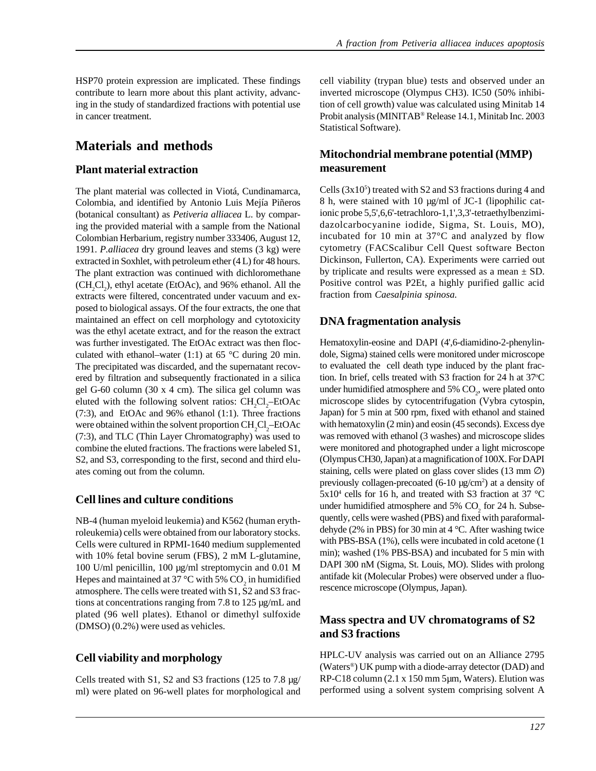HSP70 protein expression are implicated. These findings contribute to learn more about this plant activity, advancing in the study of standardized fractions with potential use in cancer treatment.

## Materials and methods

### Plant material extraction

The plant material was collected in Viotá, Cundinamarca, Colombia, and identified by Antonio Luis Mejía Piñeros (botanical consultant) as *Petiveria alliacea* L. by comparing the provided material with a sample from the National Colombian Herbarium, registry number 333406, August 12, 1991. *P.alliacea* dry ground leaves and stems (3 kg) were extracted in Soxhlet, with petroleum ether (4 L) for 48 hours. The plant extraction was continued with dichloromethane ($CH_2Cl_2$), ethyl acetate (EtOAc), and 96% ethanol. All the extracts were filtered, concentrated under vacuum and exposed to biological assays. Of the four extracts, the one that maintained an effect on cell morphology and cytotoxicity was the ethyl acetate extract, and for the reason the extract was further investigated. The EtOAc extract was then flocculated with ethanol–water (1:1) at 65 °C during 20 min. The precipitated was discarded, and the supernatant recovered by filtration and subsequently fractionated in a silica gel G-60 column (30 x 4 cm). The silica gel column was eluted with the following solvent ratios: $CH_2Cl_2$–EtOAc (7:3), and EtOAc and 96% ethanol (1:1). Three fractions were obtained within the solvent proportion $CH_2Cl_2$–EtOAc (7:3), and TLC (Thin Layer Chromatography) was used to combine the eluted fractions. The fractions were labeled S1, S2, and S3, corresponding to the first, second and third eluates coming out from the column.

### Cell lines and culture conditions

NB-4 (human myeloid leukemia) and K562 (human erythroleukemia) cells were obtained from our laboratory stocks. Cells were cultured in RPMI-1640 medium supplemented with 10% fetal bovine serum (FBS), 2 mM L-glutamine, 100 U/ml penicillin, 100 µg/ml streptomycin and 0.01 M Hepes and maintained at 37 °C with 5% $CO_2$ in humidified atmosphere. The cells were treated with S1, S2 and S3 fractions at concentrations ranging from 7.8 to 125 µg/mL and plated (96 well plates). Ethanol or dimethyl sulfoxide (DMSO) (0.2%) were used as vehicles.

### Cell viability and morphology

Cells treated with S1, S2 and S3 fractions (125 to 7.8 µg/ml) were plated on 96-well plates for morphological and cell viability (trypan blue) tests and observed under an inverted microscope (Olympus CH3). IC50 (50% inhibition of cell growth) value was calculated using Minitab 14 Probit analysis (MINITAB® Release 14.1, Minitab Inc. 2003 Statistical Software).

### Mitochondrial membrane potential (MMP) measurement

Cells ($3x10^5$) treated with S2 and S3 fractions during 4 and 8 h, were stained with 10 µg/ml of JC-1 (lipophilic cationic probe 5,5',6,6'-tetrachloro-1,1',3,3'-tetraethylbenzimidazolcarbocyanine iodide, Sigma, St. Louis, MO), incubated for 10 min at 37°C and analyzed by flow cytometry (FACScalibur Cell Quest software Becton Dickinson, Fullerton, CA). Experiments were carried out by triplicate and results were expressed as a mean ± SD. Positive control was P2Et, a highly purified gallic acid fraction from *Caesalpinia spinosa.*

### DNA fragmentation analysis

Hematoxylin-eosine and DAPI (4',6-diamidino-2-phenylindole, Sigma) stained cells were monitored under microscope to evaluated the cell death type induced by the plant fraction. In brief, cells treated with S3 fraction for 24 h at 37°C under humidified atmosphere and 5% $CO_2$, were plated onto microscope slides by cytocentrifugation (Vybra cytospin, Japan) for 5 min at 500 rpm, fixed with ethanol and stained with hematoxylin (2 min) and eosin (45 seconds). Excess dye was removed with ethanol (3 washes) and microscope slides were monitored and photographed under a light microscope (Olympus CH30, Japan) at a magnification of 100X. For DAPI staining, cells were plated on glass cover slides (13 mm ∅) previously collagen-precoated (6-10 µg/cm²) at a density of $5x10^4$ cells for 16 h, and treated with S3 fraction at 37 °C under humidified atmosphere and 5% $CO_2$ for 24 h. Subsequently, cells were washed (PBS) and fixed with paraformaldehyde (2% in PBS) for 30 min at 4 °C. After washing twice with PBS-BSA (1%), cells were incubated in cold acetone (1 min); washed (1% PBS-BSA) and incubated for 5 min with DAPI 300 nM (Sigma, St. Louis, MO). Slides with prolong antifade kit (Molecular Probes) were observed under a fluorescence microscope (Olympus, Japan).

### Mass spectra and UV chromatograms of S2 and S3 fractions

HPLC-UV analysis was carried out on an Alliance 2795 (Waters®) UK pump with a diode-array detector (DAD) and RP-C18 column (2.1 x 150 mm 5µm, Waters). Elution was performed using a solvent system comprising solvent A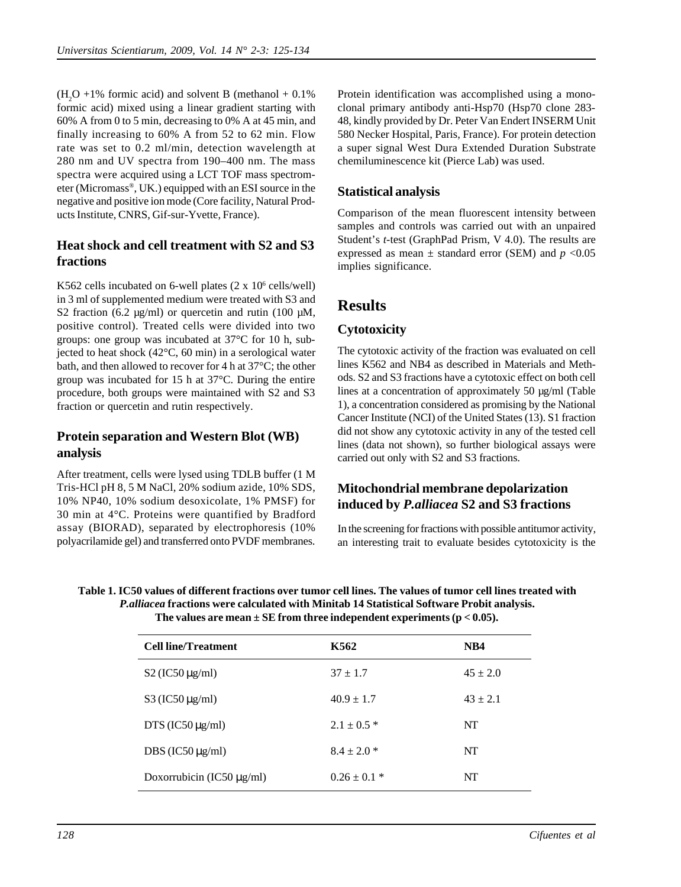($H_2O$ +1% formic acid) and solvent B (methanol + 0.1% formic acid) mixed using a linear gradient starting with 60% A from 0 to 5 min, decreasing to 0% A at 45 min, and finally increasing to 60% A from 52 to 62 min. Flow rate was set to 0.2 ml/min, detection wavelength at 280 nm and UV spectra from 190–400 nm. The mass spectra were acquired using a LCT TOF mass spectrometer (Micromass®, UK.) equipped with an ESI source in the negative and positive ion mode (Core facility, Natural Products Institute, CNRS, Gif-sur-Yvette, France).

### Heat shock and cell treatment with S2 and S3 fractions

K562 cells incubated on 6-well plates ($2 \times 10^6$ cells/well) in 3 ml of supplemented medium were treated with S3 and S2 fraction (6.2 µg/ml) or quercetin and rutin (100 µM, positive control). Treated cells were divided into two groups: one group was incubated at 37°C for 10 h, subjected to heat shock (42°C, 60 min) in a serological water bath, and then allowed to recover for 4 h at 37°C; the other group was incubated for 15 h at 37°C. During the entire procedure, both groups were maintained with S2 and S3 fraction or quercetin and rutin respectively.

### Protein separation and Western Blot (WB) analysis

After treatment, cells were lysed using TDLB buffer (1 M Tris-HCl pH 8, 5 M NaCl, 20% sodium azide, 10% SDS, 10% NP40, 10% sodium desoxicolate, 1% PMSF) for 30 min at 4°C. Proteins were quantified by Bradford assay (BIORAD), separated by electrophoresis (10% polyacrilamide gel) and transferred onto PVDF membranes. Protein identification was accomplished using a monoclonal primary antibody anti-Hsp70 (Hsp70 clone 283-48, kindly provided by Dr. Peter Van Endert INSERM Unit 580 Necker Hospital, Paris, France). For protein detection a super signal West Dura Extended Duration Substrate chemiluminescence kit (Pierce Lab) was used.

### Statistical analysis

Comparison of the mean fluorescent intensity between samples and controls was carried out with an unpaired Student's *t*-test (GraphPad Prism, V 4.0). The results are expressed as mean ± standard error (SEM) and $p < 0.05$ implies significance.

## Results

### Cytotoxicity

The cytotoxic activity of the fraction was evaluated on cell lines K562 and NB4 as described in Materials and Methods. S2 and S3 fractions have a cytotoxic effect on both cell lines at a concentration of approximately 50 µg/ml (Table 1), a concentration considered as promising by the National Cancer Institute (NCI) of the United States (13). S1 fraction did not show any cytotoxic activity in any of the tested cell lines (data not shown), so further biological assays were carried out only with S2 and S3 fractions.

### Mitochondrial membrane depolarization induced by *P.alliacea* S2 and S3 fractions

In the screening for fractions with possible antitumor activity, an interesting trait to evaluate besides cytotoxicity is the

**Table 1. IC50 values of different fractions over tumor cell lines. The values of tumor cell lines treated with *P.alliacea* fractions were calculated with Minitab 14 Statistical Software Probit analysis. The values are mean ± SE from three independent experiments ($p < 0.05$).**

| Cell line/Treatment | K562 | NB4 |
|---|---|---|
| S2 (IC50 µg/ml) | 37 ± 1.7 | 45 ± 2.0 |
| S3 (IC50 µg/ml) | 40.9 ± 1.7 | 43 ± 2.1 |
| DTS (IC50 µg/ml) | 2.1 ± 0.5 * | NT |
| DBS (IC50 µg/ml) | 8.4 ± 2.0 * | NT |
| Doxorrubicin (IC50 µg/ml) | 0.26 ± 0.1 * | NT |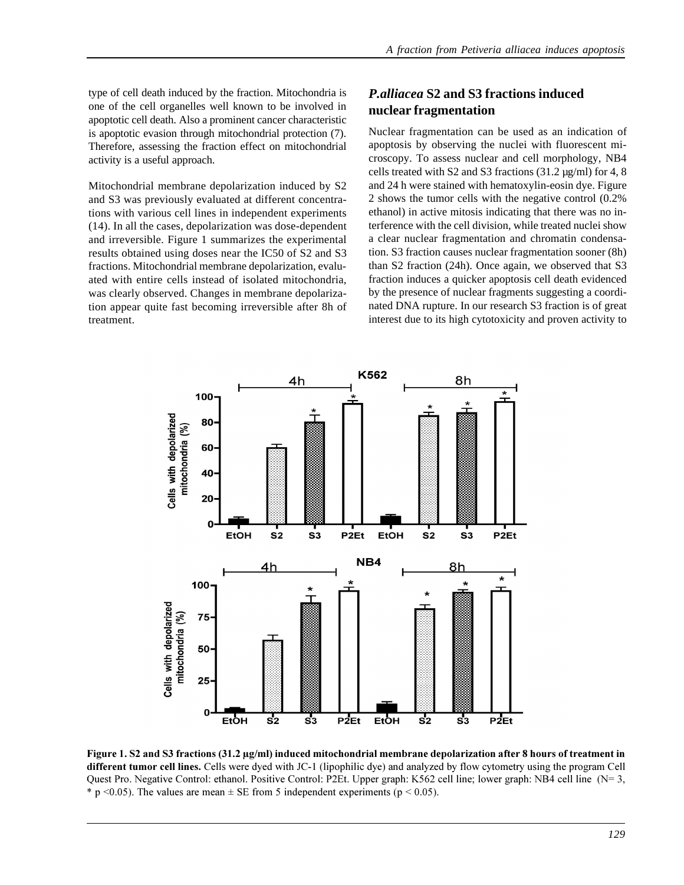type of cell death induced by the fraction. Mitochondria is one of the cell organelles well known to be involved in apoptotic cell death. Also a prominent cancer characteristic is apoptotic evasion through mitochondrial protection (7). Therefore, assessing the fraction effect on mitochondrial activity is a useful approach.

Mitochondrial membrane depolarization induced by S2 and S3 was previously evaluated at different concentrations with various cell lines in independent experiments (14). In all the cases, depolarization was dose-dependent and irreversible. Figure 1 summarizes the experimental results obtained using doses near the IC50 of S2 and S3 fractions. Mitochondrial membrane depolarization, evaluated with entire cells instead of isolated mitochondria, was clearly observed. Changes in membrane depolarization appear quite fast becoming irreversible after 8h of treatment.

## *P.alliacea* S2 and S3 fractions induced nuclear fragmentation

Nuclear fragmentation can be used as an indication of apoptosis by observing the nuclei with fluorescent microscopy. To assess nuclear and cell morphology, NB4 cells treated with S2 and S3 fractions (31.2 µg/ml) for 4, 8 and 24 h were stained with hematoxylin-eosin dye. Figure 2 shows the tumor cells with the negative control (0.2% ethanol) in active mitosis indicating that there was no interference with the cell division, while treated nuclei show a clear nuclear fragmentation and chromatin condensation. S3 fraction causes nuclear fragmentation sooner (8h) than S2 fraction (24h). Once again, we observed that S3 fraction induces a quicker apoptosis cell death evidenced by the presence of nuclear fragments suggesting a coordinated DNA rupture. In our research S3 fraction is of great interest due to its high cytotoxicity and proven activity to

**Figure 1. S2 and S3 fractions (31.2 µg/ml) induced mitochondrial membrane depolarization after 8 hours of treatment in different tumor cell lines.** Cells were dyed with JC-1 (lipophilic dye) and analyzed by flow cytometry using the program Cell Quest Pro. Negative Control: ethanol. Positive Control: P2Et. Upper graph: K562 cell line; lower graph: NB4 cell line (N= 3, * $p < 0.05$). The values are mean ± SE from 5 independent experiments ($p < 0.05$).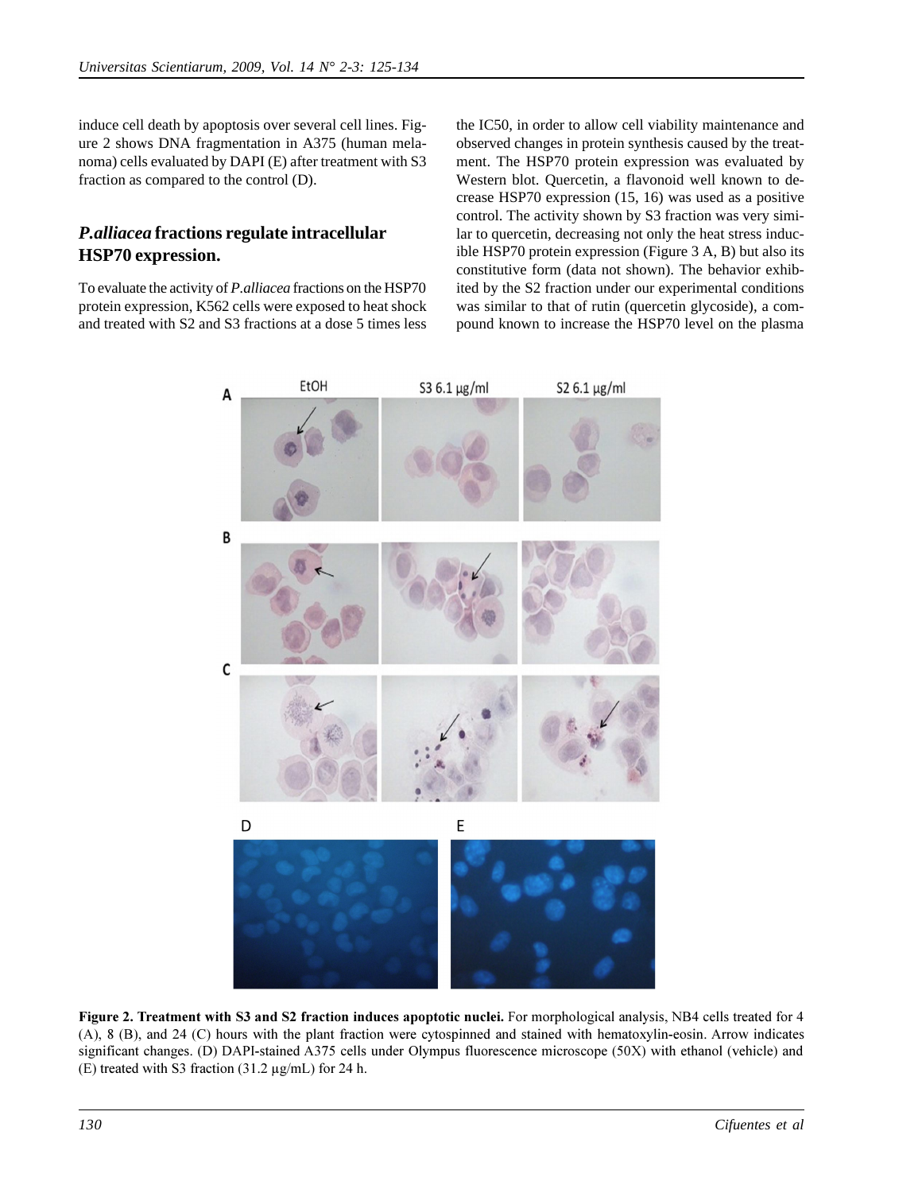induce cell death by apoptosis over several cell lines. Figure 2 shows DNA fragmentation in A375 (human melanoma) cells evaluated by DAPI (E) after treatment with S3 fraction as compared to the control (D).

## *P.alliacea* fractions regulate intracellular HSP70 expression.

To evaluate the activity of *P.alliacea* fractions on the HSP70 protein expression, K562 cells were exposed to heat shock and treated with S2 and S3 fractions at a dose 5 times less the IC50, in order to allow cell viability maintenance and observed changes in protein synthesis caused by the treatment. The HSP70 protein expression was evaluated by Western blot. Quercetin, a flavonoid well known to decrease HSP70 expression (15, 16) was used as a positive control. The activity shown by S3 fraction was very similar to quercetin, decreasing not only the heat stress inducible HSP70 protein expression (Figure 3 A, B) but also its constitutive form (data not shown). The behavior exhibited by the S2 fraction under our experimental conditions was similar to that of rutin (quercetin glycoside), a compound known to increase the HSP70 level on the plasma

**Figure 2. Treatment with S3 and S2 fraction induces apoptotic nuclei.** For morphological analysis, NB4 cells treated for 4 (A), 8 (B), and 24 (C) hours with the plant fraction were cytospinned and stained with hematoxylin-eosin. Arrow indicates significant changes. (D) DAPI-stained A375 cells under Olympus fluorescence microscope (50X) with ethanol (vehicle) and (E) treated with S3 fraction (31.2 µg/mL) for 24 h.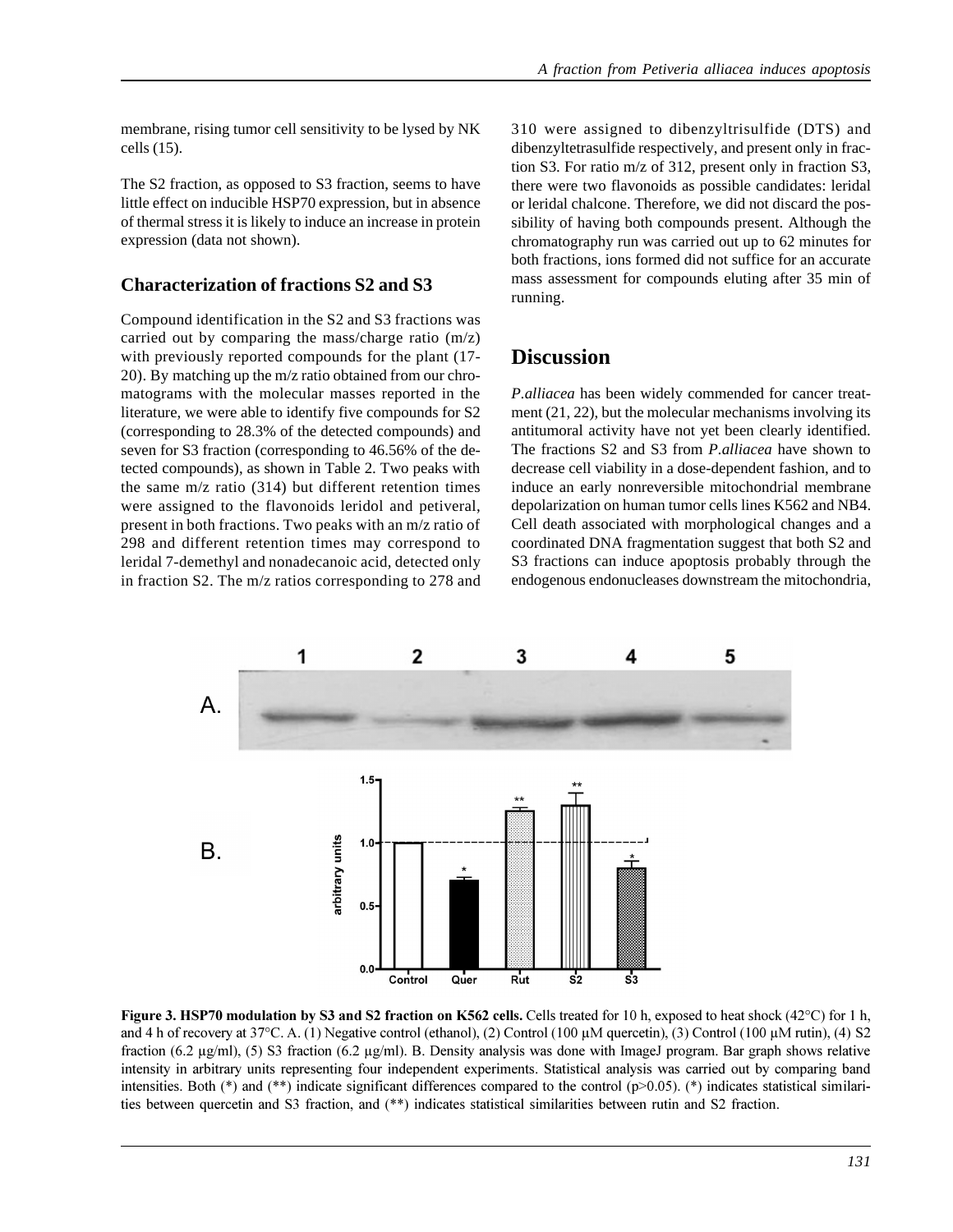membrane, rising tumor cell sensitivity to be lysed by NK cells (15).

The S2 fraction, as opposed to S3 fraction, seems to have little effect on inducible HSP70 expression, but in absence of thermal stress it is likely to induce an increase in protein expression (data not shown).

### Characterization of fractions S2 and S3

Compound identification in the S2 and S3 fractions was carried out by comparing the mass/charge ratio (m/z) with previously reported compounds for the plant (17-20). By matching up the m/z ratio obtained from our chromatograms with the molecular masses reported in the literature, we were able to identify five compounds for S2 (corresponding to 28.3% of the detected compounds) and seven for S3 fraction (corresponding to 46.56% of the detected compounds), as shown in Table 2. Two peaks with the same m/z ratio (314) but different retention times were assigned to the flavonoids leridol and petiveral, present in both fractions. Two peaks with an m/z ratio of 298 and different retention times may correspond to leridal 7-demethyl and nonadecanoic acid, detected only in fraction S2. The m/z ratios corresponding to 278 and 310 were assigned to dibenzyltrisulfide (DTS) and dibenzyltetrasulfide respectively, and present only in fraction S3. For ratio m/z of 312, present only in fraction S3, there were two flavonoids as possible candidates: leridal or leridal chalcone. Therefore, we did not discard the possibility of having both compounds present. Although the chromatography run was carried out up to 62 minutes for both fractions, ions formed did not suffice for an accurate mass assessment for compounds eluting after 35 min of running.

## Discussion

*P.alliacea* has been widely commended for cancer treatment (21, 22), but the molecular mechanisms involving its antitumoral activity have not yet been clearly identified. The fractions S2 and S3 from *P.alliacea* have shown to decrease cell viability in a dose-dependent fashion, and to induce an early nonreversible mitochondrial membrane depolarization on human tumor cells lines K562 and NB4. Cell death associated with morphological changes and a coordinated DNA fragmentation suggest that both S2 and S3 fractions can induce apoptosis probably through the endogenous endonucleases downstream the mitochondria,

**Figure 3. HSP70 modulation by S3 and S2 fraction on K562 cells.** Cells treated for 10 h, exposed to heat shock (42°C) for 1 h, and 4 h of recovery at 37°C. A. (1) Negative control (ethanol), (2) Control (100 µM quercetin), (3) Control (100 µM rutin), (4) S2 fraction (6.2 µg/ml), (5) S3 fraction (6.2 µg/ml). B. Density analysis was done with ImageJ program. Bar graph shows relative intensity in arbitrary units representing four independent experiments. Statistical analysis was carried out by comparing band intensities. Both (*) and (**) indicate significant differences compared to the control ($p>0.05$). (*) indicates statistical similarities between quercetin and S3 fraction, and (**) indicates statistical similarities between rutin and S2 fraction.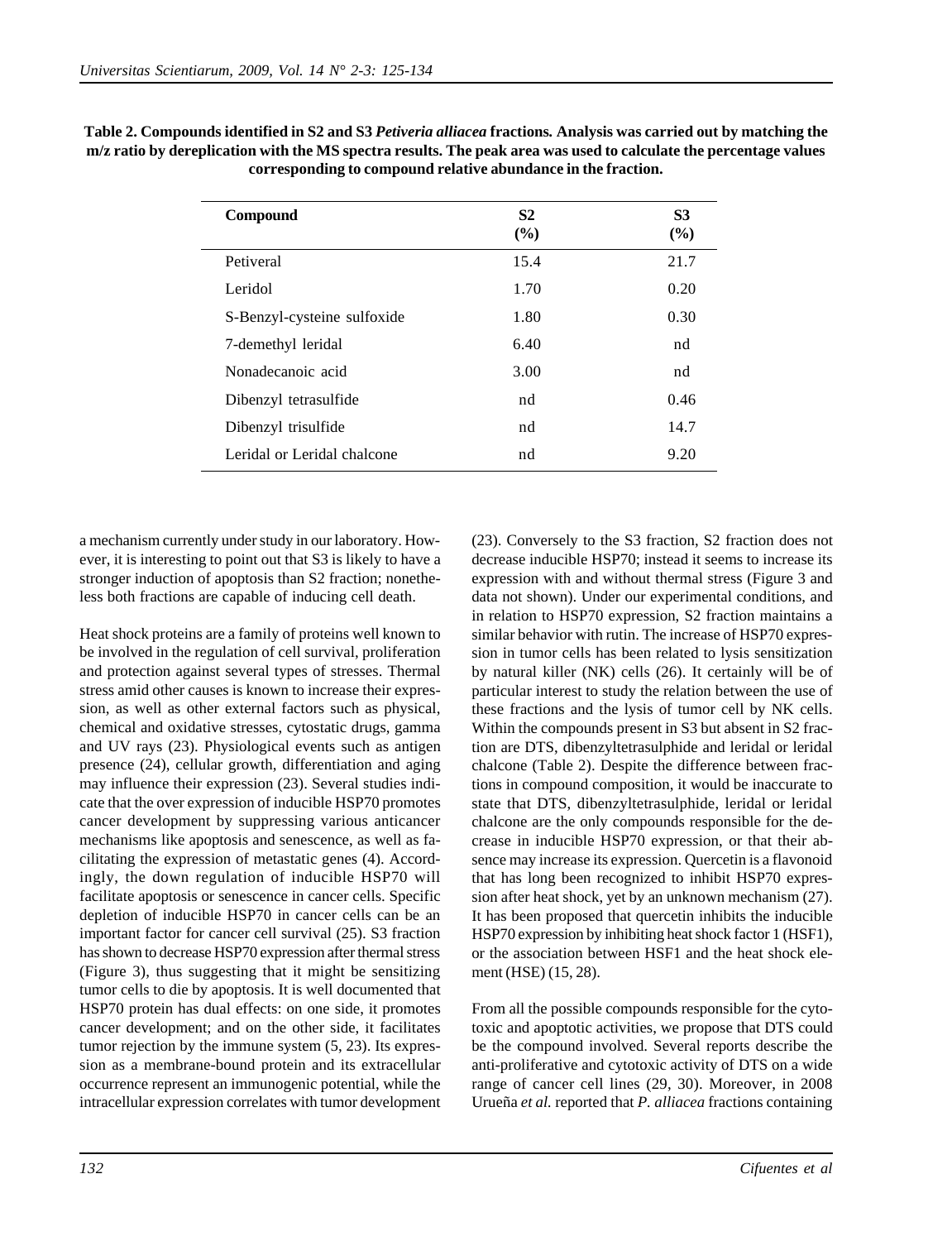**Table 2. Compounds identified in S2 and S3 *Petiveria alliacea* fractions. Analysis was carried out by matching the m/z ratio by dereplication with the MS spectra results. The peak area was used to calculate the percentage values corresponding to compound relative abundance in the fraction.**

| Compound | S2 (%) | S3 (%) |
|---|---|---|
| Petiveral | 15.4 | 21.7 |
| Leridol | 1.70 | 0.20 |
| S-Benzyl-cysteine sulfoxide | 1.80 | 0.30 |
| 7-demethyl leridal | 6.40 | nd |
| Nonadecanoic acid | 3.00 | nd |
| Dibenzyl tetrasulfide | nd | 0.46 |
| Dibenzyl trisulfide | nd | 14.7 |
| Leridal or Leridal chalcone | nd | 9.20 |

a mechanism currently under study in our laboratory. However, it is interesting to point out that S3 is likely to have a stronger induction of apoptosis than S2 fraction; nonetheless both fractions are capable of inducing cell death.

Heat shock proteins are a family of proteins well known to be involved in the regulation of cell survival, proliferation and protection against several types of stresses. Thermal stress amid other causes is known to increase their expression, as well as other external factors such as physical, chemical and oxidative stresses, cytostatic drugs, gamma and UV rays (23). Physiological events such as antigen presence (24), cellular growth, differentiation and aging may influence their expression (23). Several studies indicate that the over expression of inducible HSP70 promotes cancer development by suppressing various anticancer mechanisms like apoptosis and senescence, as well as facilitating the expression of metastatic genes (4). Accordingly, the down regulation of inducible HSP70 will facilitate apoptosis or senescence in cancer cells. Specific depletion of inducible HSP70 in cancer cells can be an important factor for cancer cell survival (25). S3 fraction has shown to decrease HSP70 expression after thermal stress (Figure 3), thus suggesting that it might be sensitizing tumor cells to die by apoptosis. It is well documented that HSP70 protein has dual effects: on one side, it promotes cancer development; and on the other side, it facilitates tumor rejection by the immune system (5, 23). Its expression as a membrane-bound protein and its extracellular occurrence represent an immunogenic potential, while the intracellular expression correlates with tumor development (23). Conversely to the S3 fraction, S2 fraction does not decrease inducible HSP70; instead it seems to increase its expression with and without thermal stress (Figure 3 and data not shown). Under our experimental conditions, and in relation to HSP70 expression, S2 fraction maintains a similar behavior with rutin. The increase of HSP70 expression in tumor cells has been related to lysis sensitization by natural killer (NK) cells (26). It certainly will be of particular interest to study the relation between the use of these fractions and the lysis of tumor cell by NK cells. Within the compounds present in S3 but absent in S2 fraction are DTS, dibenzyltetrasulphide and leridal or leridal chalcone (Table 2). Despite the difference between fractions in compound composition, it would be inaccurate to state that DTS, dibenzyltetrasulphide, leridal or leridal chalcone are the only compounds responsible for the decrease in inducible HSP70 expression, or that their absence may increase its expression. Quercetin is a flavonoid that has long been recognized to inhibit HSP70 expression after heat shock, yet by an unknown mechanism (27). It has been proposed that quercetin inhibits the inducible HSP70 expression by inhibiting heat shock factor 1 (HSF1), or the association between HSF1 and the heat shock element (HSE) (15, 28).

From all the possible compounds responsible for the cytotoxic and apoptotic activities, we propose that DTS could be the compound involved. Several reports describe the anti-proliferative and cytotoxic activity of DTS on a wide range of cancer cell lines (29, 30). Moreover, in 2008 Urueña *et al.* reported that *P. alliacea* fractions containing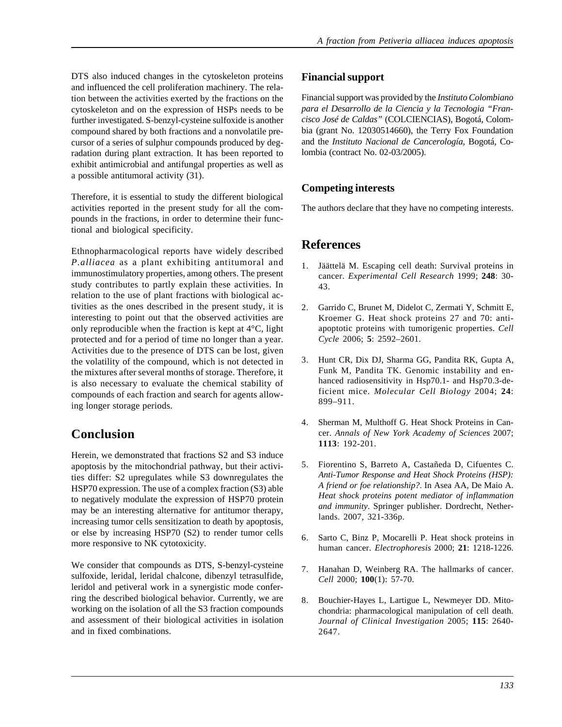DTS also induced changes in the cytoskeleton proteins and influenced the cell proliferation machinery. The relation between the activities exerted by the fractions on the cytoskeleton and on the expression of HSPs needs to be further investigated. S-benzyl-cysteine sulfoxide is another compound shared by both fractions and a nonvolatile precursor of a series of sulphur compounds produced by degradation during plant extraction. It has been reported to exhibit antimicrobial and antifungal properties as well as a possible antitumoral activity (31).

Therefore, it is essential to study the different biological activities reported in the present study for all the compounds in the fractions, in order to determine their functional and biological specificity.

Ethnopharmacological reports have widely described *P.alliacea* as a plant exhibiting antitumoral and immunostimulatory properties, among others. The present study contributes to partly explain these activities. In relation to the use of plant fractions with biological activities as the ones described in the present study, it is interesting to point out that the observed activities are only reproducible when the fraction is kept at 4°C, light protected and for a period of time no longer than a year. Activities due to the presence of DTS can be lost, given the volatility of the compound, which is not detected in the mixtures after several months of storage. Therefore, it is also necessary to evaluate the chemical stability of compounds of each fraction and search for agents allowing longer storage periods.

## Conclusion

Herein, we demonstrated that fractions S2 and S3 induce apoptosis by the mitochondrial pathway, but their activities differ: S2 upregulates while S3 downregulates the HSP70 expression. The use of a complex fraction (S3) able to negatively modulate the expression of HSP70 protein may be an interesting alternative for antitumor therapy, increasing tumor cells sensitization to death by apoptosis, or else by increasing HSP70 (S2) to render tumor cells more responsive to NK cytotoxicity.

We consider that compounds as DTS, S-benzyl-cysteine sulfoxide, leridal, leridal chalcone, dibenzyl tetrasulfide, leridol and petiveral work in a synergistic mode conferring the described biological behavior. Currently, we are working on the isolation of all the S3 fraction compounds and assessment of their biological activities in isolation and in fixed combinations.

### Financial support

Financial support was provided by the *Instituto Colombiano para el Desarrollo de la Ciencia y la Tecnologia "Francisco José de Caldas"* (COLCIENCIAS), Bogotá, Colombia (grant No. 12030514660), the Terry Fox Foundation and the *Instituto Nacional de Cancerología*, Bogotá, Colombia (contract No. 02-03/2005).

### Competing interests

The authors declare that they have no competing interests.

## References

1. Jäättelä M. Escaping cell death: Survival proteins in cancer. *Experimental Cell Research* 1999; **248**: 30-43.

2. Garrido C, Brunet M, Didelot C, Zermati Y, Schmitt E, Kroemer G. Heat shock proteins 27 and 70: anti-apoptotic proteins with tumorigenic properties. *Cell Cycle* 2006; **5**: 2592–2601.

3. Hunt CR, Dix DJ, Sharma GG, Pandita RK, Gupta A, Funk M, Pandita TK. Genomic instability and enhanced radiosensitivity in Hsp70.1- and Hsp70.3-deficient mice. *Molecular Cell Biology* 2004; **24**: 899–911.

4. Sherman M, Multhoff G. Heat Shock Proteins in Cancer. *Annals of New York Academy of Sciences* 2007; **1113**: 192-201.

5. Fiorentino S, Barreto A, Castañeda D, Cifuentes C. *Anti-Tumor Response and Heat Shock Proteins (HSP): A friend or foe relationship?*. In Asea AA, De Maio A. *Heat shock proteins potent mediator of inflammation and immunity*. Springer publisher. Dordrecht, Netherlands. 2007, 321-336p.

6. Sarto C, Binz P, Mocarelli P. Heat shock proteins in human cancer. *Electrophoresis* 2000; **21**: 1218-1226.

7. Hanahan D, Weinberg RA. The hallmarks of cancer. *Cell* 2000; **100**(1): 57-70.

8. Bouchier-Hayes L, Lartigue L, Newmeyer DD. Mitochondria: pharmacological manipulation of cell death. *Journal of Clinical Investigation* 2005; **115**: 2640-2647.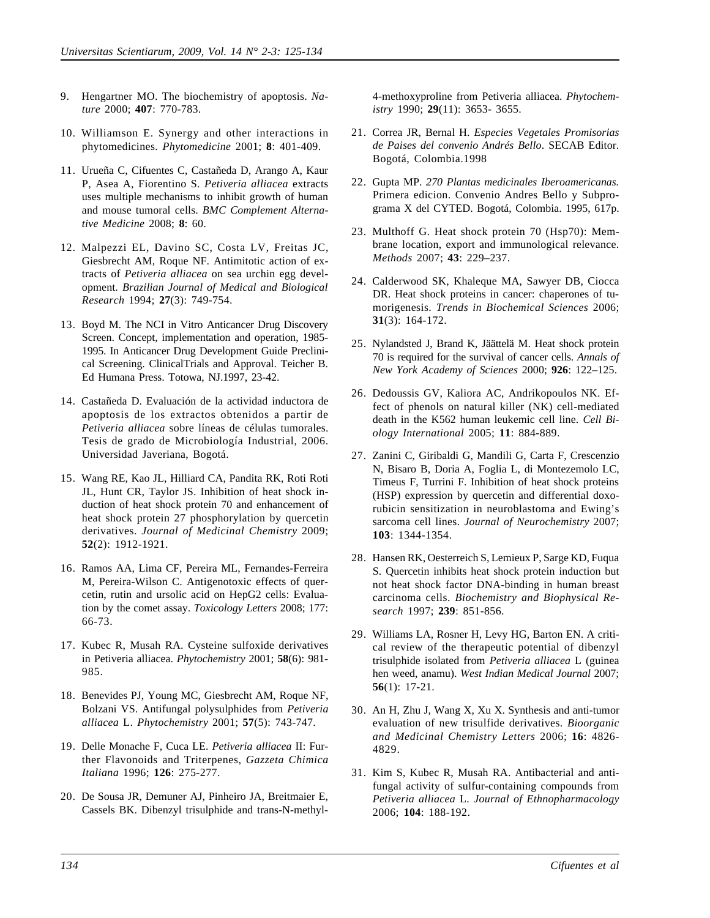9. Hengartner MO. The biochemistry of apoptosis. *Nature* 2000; **407**: 770-783.

10. Williamson E. Synergy and other interactions in phytomedicines. *Phytomedicine* 2001; **8**: 401-409.

11. Urueña C, Cifuentes C, Castañeda D, Arango A, Kaur P, Asea A, Fiorentino S. *Petiveria alliacea* extracts uses multiple mechanisms to inhibit growth of human and mouse tumoral cells. *BMC Complement Alternative Medicine* 2008; **8**: 60.

12. Malpezzi EL, Davino SC, Costa LV, Freitas JC, Giesbrecht AM, Roque NF. Antimitotic action of extracts of *Petiveria alliacea* on sea urchin egg development. *Brazilian Journal of Medical and Biological Research* 1994; **27**(3): 749-754.

13. Boyd M. The NCI in Vitro Anticancer Drug Discovery Screen. Concept, implementation and operation, 1985-1995. In Anticancer Drug Development Guide Preclinical Screening. ClinicalTrials and Approval. Teicher B. Ed Humana Press. Totowa, NJ.1997, 23-42.

14. Castañeda D. Evaluación de la actividad inductora de apoptosis de los extractos obtenidos a partir de *Petiveria alliacea* sobre líneas de células tumorales. Tesis de grado de Microbiología Industrial, 2006. Universidad Javeriana, Bogotá.

15. Wang RE, Kao JL, Hilliard CA, Pandita RK, Roti Roti JL, Hunt CR, Taylor JS. Inhibition of heat shock induction of heat shock protein 70 and enhancement of heat shock protein 27 phosphorylation by quercetin derivatives. *Journal of Medicinal Chemistry* 2009; **52**(2): 1912-1921.

16. Ramos AA, Lima CF, Pereira ML, Fernandes-Ferreira M, Pereira-Wilson C. Antigenotoxic effects of quercetin, rutin and ursolic acid on HepG2 cells: Evaluation by the comet assay. *Toxicology Letters* 2008; 177: 66-73.

17. Kubec R, Musah RA. Cysteine sulfoxide derivatives in Petiveria alliacea. *Phytochemistry* 2001; **58**(6): 981-985.

18. Benevides PJ, Young MC, Giesbrecht AM, Roque NF, Bolzani VS. Antifungal polysulphides from *Petiveria alliacea* L. *Phytochemistry* 2001; **57**(5): 743-747.

19. Delle Monache F, Cuca LE. *Petiveria alliacea* II: Further Flavonoids and Triterpenes, *Gazzeta Chimica Italiana* 1996; **126**: 275-277.

20. De Sousa JR, Demuner AJ, Pinheiro JA, Breitmaier E, Cassels BK. Dibenzyl trisulphide and trans-N-methyl-4-methoxyproline from Petiveria alliacea. *Phytochemistry* 1990; **29**(11): 3653- 3655.

21. Correa JR, Bernal H. *Especies Vegetales Promisorias de Paises del convenio Andrés Bello*. SECAB Editor. Bogotá, Colombia.1998

22. Gupta MP. *270 Plantas medicinales Iberoamericanas.* Primera edicion. Convenio Andres Bello y Subprograma X del CYTED. Bogotá, Colombia. 1995, 617p.

23. Multhoff G. Heat shock protein 70 (Hsp70): Membrane location, export and immunological relevance. *Methods* 2007; **43**: 229–237.

24. Calderwood SK, Khaleque MA, Sawyer DB, Ciocca DR. Heat shock proteins in cancer: chaperones of tumorigenesis. *Trends in Biochemical Sciences* 2006; **31**(3): 164-172.

25. Nylandsted J, Brand K, Jäättelä M. Heat shock protein 70 is required for the survival of cancer cells. *Annals of New York Academy of Sciences* 2000; **926**: 122–125.

26. Dedoussis GV, Kaliora AC, Andrikopoulos NK. Effect of phenols on natural killer (NK) cell-mediated death in the K562 human leukemic cell line. *Cell Biology International* 2005; **11**: 884-889.

27. Zanini C, Giribaldi G, Mandili G, Carta F, Crescenzio N, Bisaro B, Doria A, Foglia L, di Montezemolo LC, Timeus F, Turrini F. Inhibition of heat shock proteins (HSP) expression by quercetin and differential doxorubicin sensitization in neuroblastoma and Ewing's sarcoma cell lines. *Journal of Neurochemistry* 2007; **103**: 1344-1354.

28. Hansen RK, Oesterreich S, Lemieux P, Sarge KD, Fuqua S. Quercetin inhibits heat shock protein induction but not heat shock factor DNA-binding in human breast carcinoma cells. *Biochemistry and Biophysical Research* 1997; **239**: 851-856.

29. Williams LA, Rosner H, Levy HG, Barton EN. A critical review of the therapeutic potential of dibenzyl trisulphide isolated from *Petiveria alliacea* L (guinea hen weed, anamu). *West Indian Medical Journal* 2007; **56**(1): 17-21.

30. An H, Zhu J, Wang X, Xu X. Synthesis and anti-tumor evaluation of new trisulfide derivatives. *Bioorganic and Medicinal Chemistry Letters* 2006; **16**: 4826-4829.

31. Kim S, Kubec R, Musah RA. Antibacterial and antifungal activity of sulfur-containing compounds from *Petiveria alliacea* L. *Journal of Ethnopharmacology* 2006; **104**: 188-192.